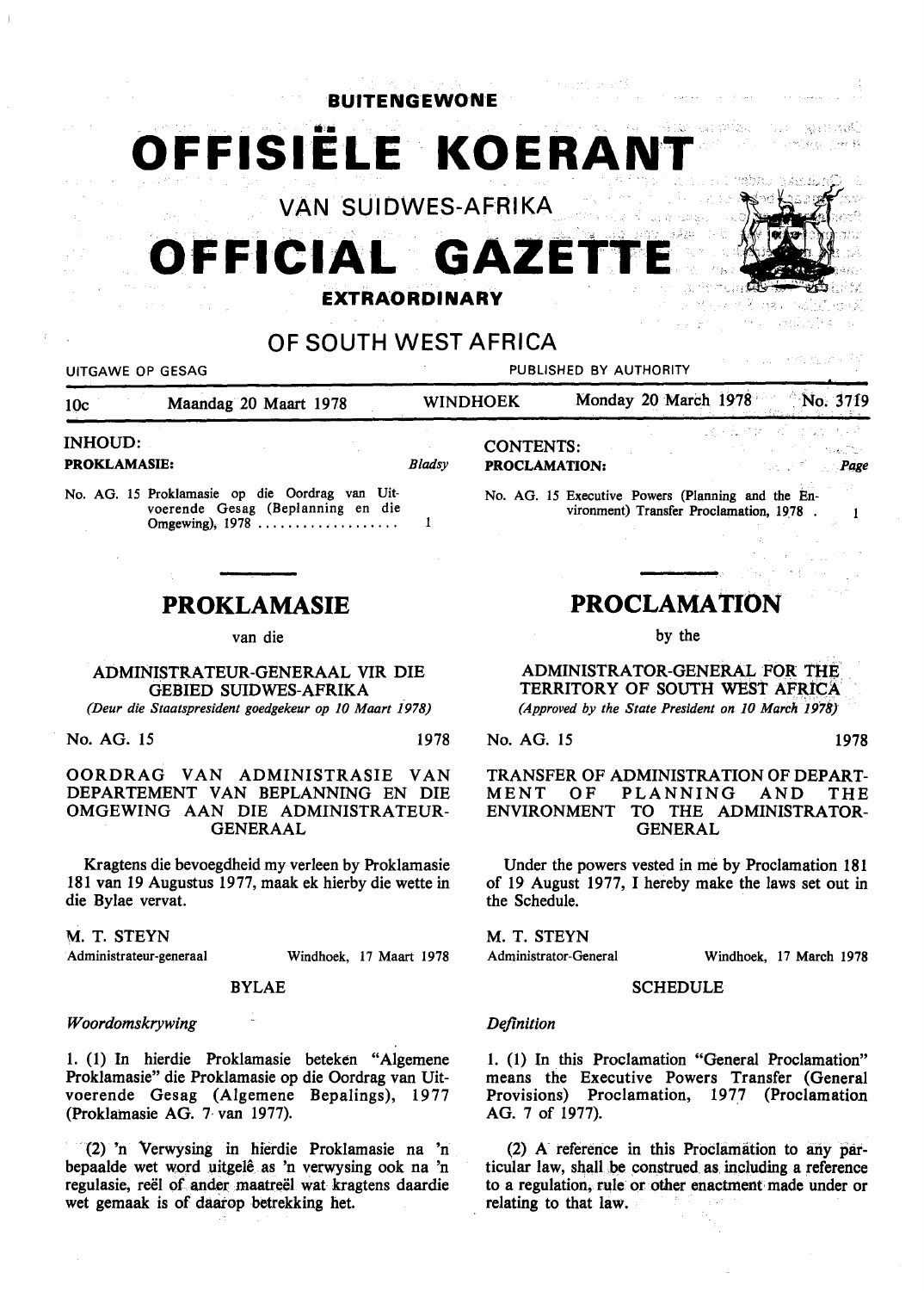# BUITENGEWONE OFFISIËLE KOERANT VAN SUIDWES-AFRIKA

# OFFICIAL GAZETTE EXTRAORDINARY OF SOUTH WEST AFRICA

UITGAWE OP GESAG — PUBLISHED BY AUTHORITY

10c — Maandag 20 Maart 1978 — WINDHOEK — Monday 20 March 1978 — No. 3719

**INHOUD:**

**PROKLAMASIE:** *Bladsy*

No. AG. 15 Proklamasie op die Oordrag van Uitvoerende Gesag (Beplanning en die Omgewing), 1978 .................... 1

**CONTENTS:**

**PROCLAMATION:** *Page*

No. AG. 15 Executive Powers (Planning and the Environment) Transfer Proclamation, 1978 . 1

## PROKLAMASIE

van die

ADMINISTRATEUR-GENERAAL VIR DIE GEBIED SUIDWES-AFRIKA

*(Deur die Staatspresident goedgekeur op 10 Maart 1978)*

No. AG. 15 — 1978

OORDRAG VAN ADMINISTRASIE VAN DEPARTEMENT VAN BEPLANNING EN DIE OMGEWING AAN DIE ADMINISTRATEUR-GENERAAL

Kragtens die bevoegdheid my verleen by Proklamasie 181 van 19 Augustus 1977, maak ek hierby die wette in die Bylae vervat.

M. T. STEYN
Administrateur-generaal — Windhoek, 17 Maart 1978

BYLAE

*Woordomskrywing*

1. (1) In hierdie Proklamasie beteken "Algemene Proklamasie" die Proklamasie op die Oordrag van Uitvoerende Gesag (Algemene Bepalings), 1977 (Proklamasie AG. 7 van 1977).

(2) 'n Verwysing in hierdie Proklamasie na 'n bepaalde wet word uitgelê as 'n verwysing ook na 'n regulasie, reël of ander maatreël wat kragtens daardie wet gemaak is of daarop betrekking het.

## PROCLAMATION

by the

ADMINISTRATOR-GENERAL FOR THE TERRITORY OF SOUTH WEST AFRICA

*(Approved by the State President on 10 March 1978)*

No. AG. 15 — 1978

TRANSFER OF ADMINISTRATION OF DEPARTMENT OF PLANNING AND THE ENVIRONMENT TO THE ADMINISTRATOR-GENERAL

Under the powers vested in me by Proclamation 181 of 19 August 1977, I hereby make the laws set out in the Schedule.

M. T. STEYN
Administrator-General — Windhoek, 17 March 1978

SCHEDULE

*Definition*

1. (1) In this Proclamation "General Proclamation" means the Executive Powers Transfer (General Provisions) Proclamation, 1977 (Proclamation AG. 7 of 1977).

(2) A reference in this Proclamation to any particular law, shall be construed as including a reference to a regulation, rule or other enactment made under or relating to that law.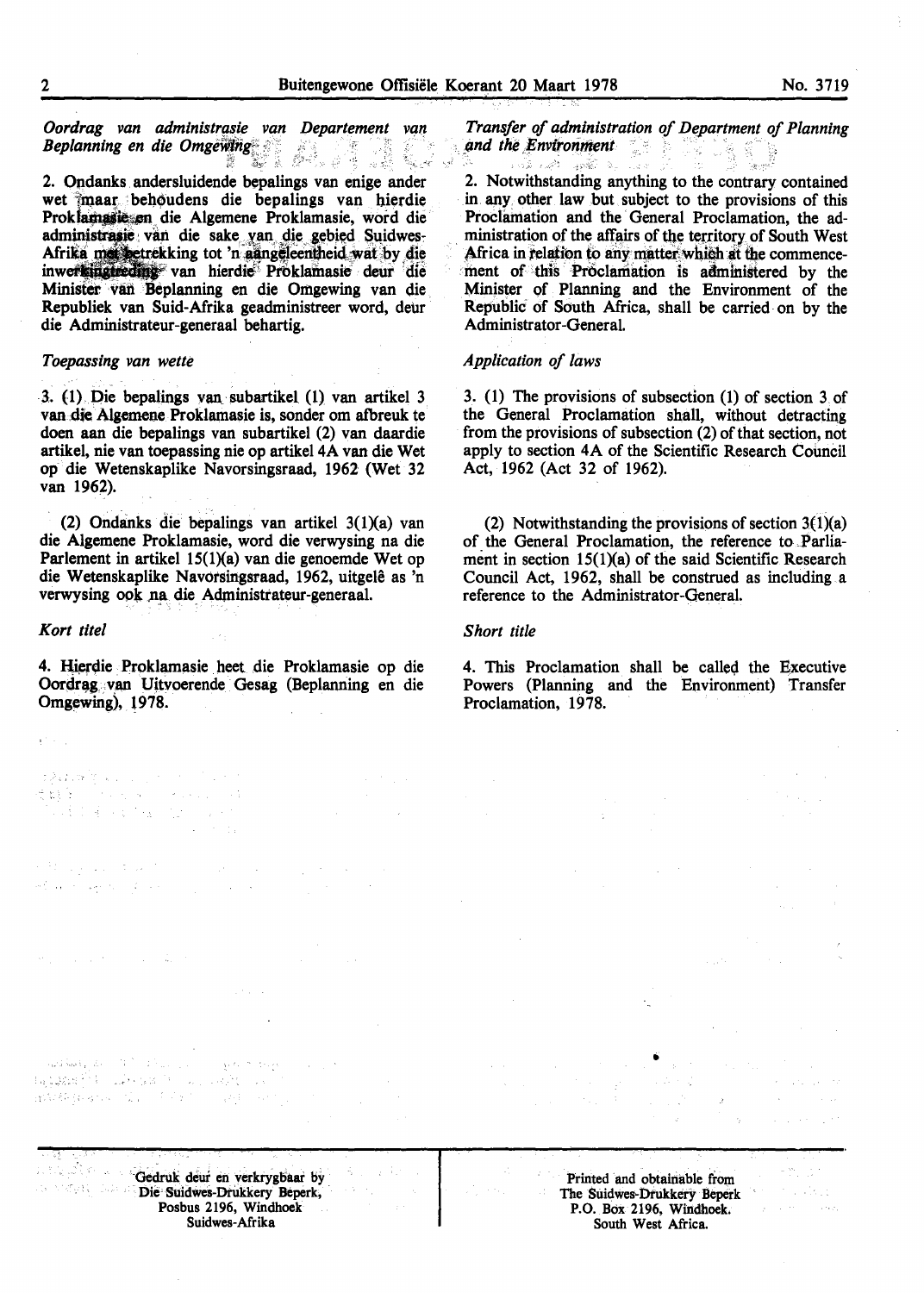*Oordrag van administrasie van Departement van Beplanning en die Omgewing*

2. Ondanks andersluidende bepalings van enige ander wet maar behoudens die bepalings van hierdie Proklamasie en die Algemene Proklamasie, word die administrasie van die sake van die gebied Suidwes-Afrika met betrekking tot 'n aangeleentheid wat by die inwerkingtreding van hierdie Proklamasie deur die Minister van Beplanning en die Omgewing van die Republiek van Suid-Afrika geadministreer word, deur die Administrateur-generaal behartig.

*Toepassing van wette*

3. (1) Die bepalings van subartikel (1) van artikel 3 van die Algemene Proklamasie is, sonder om afbreuk te doen aan die bepalings van subartikel (2) van daardie artikel, nie van toepassing nie op artikel 4A van die Wet op die Wetenskaplike Navorsingsraad, 1962 (Wet 32 van 1962).

(2) Ondanks die bepalings van artikel 3(1)(a) van die Algemene Proklamasie, word die verwysing na die Parlement in artikel 15(1)(a) van die genoemde Wet op die Wetenskaplike Navorsingsraad, 1962, uitgelê as 'n verwysing ook na die Administrateur-generaal.

*Kort titel*

4. Hierdie Proklamasie heet die Proklamasie op die Oordrag van Uitvoerende Gesag (Beplanning en die Omgewing), 1978.

*Transfer of administration of Department of Planning and the Environment*

2. Notwithstanding anything to the contrary contained in any other law but subject to the provisions of this Proclamation and the General Proclamation, the administration of the affairs of the territory of South West Africa in relation to any matter which at the commencement of this Proclamation is administered by the Minister of Planning and the Environment of the Republic of South Africa, shall be carried on by the Administrator-General.

*Application of laws*

3. (1) The provisions of subsection (1) of section 3 of the General Proclamation shall, without detracting from the provisions of subsection (2) of that section, not apply to section 4A of the Scientific Research Council Act, 1962 (Act 32 of 1962).

(2) Notwithstanding the provisions of section 3(1)(a) of the General Proclamation, the reference to Parliament in section 15(1)(a) of the said Scientific Research Council Act, 1962, shall be construed as including a reference to the Administrator-General.

*Short title*

4. This Proclamation shall be called the Executive Powers (Planning and the Environment) Transfer Proclamation, 1978.

Gedruk deur en verkrygbaar by Die Suidwes-Drukkery Beperk, Posbus 2196, Windhoek Suidwes-Afrika

Printed and obtainable from The Suidwes-Drukkery Beperk P.O. Box 2196, Windhoek. South West Africa.